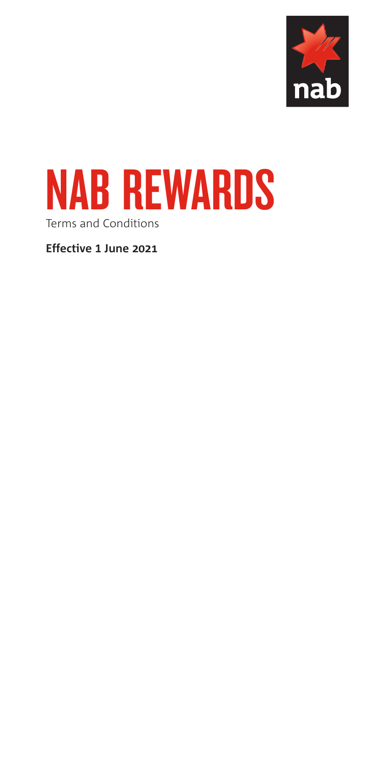# NAB REWARDS

Terms and Conditions

**Effective 1 June 2021**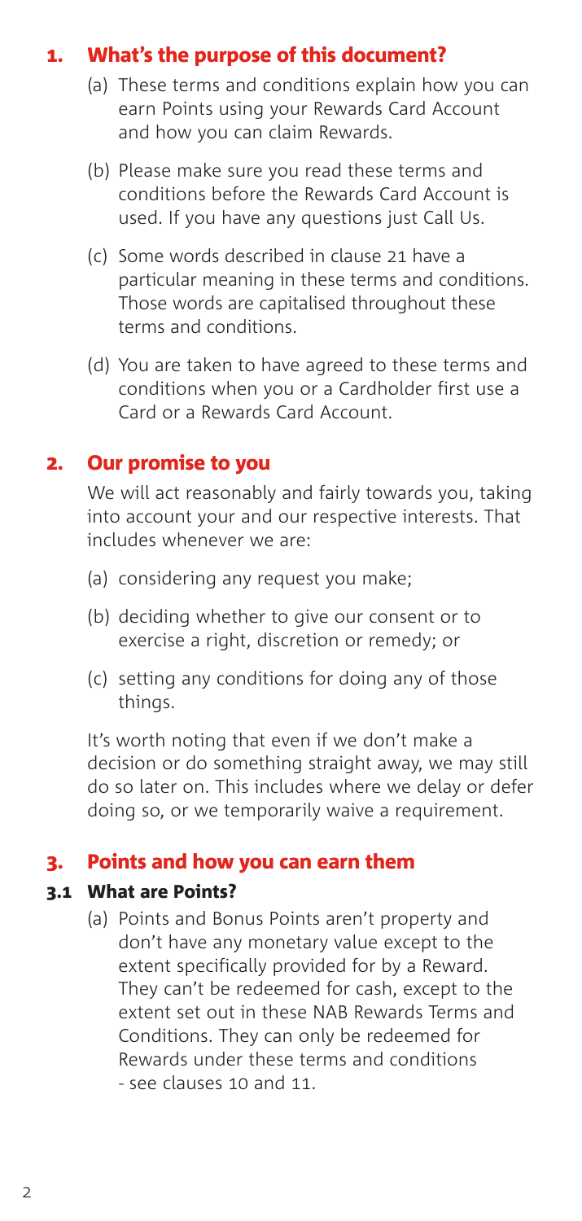## 1. What's the purpose of this document?

(a) These terms and conditions explain how you can earn Points using your Rewards Card Account and how you can claim Rewards.

(b) Please make sure you read these terms and conditions before the Rewards Card Account is used. If you have any questions just Call Us.

(c) Some words described in clause 21 have a particular meaning in these terms and conditions. Those words are capitalised throughout these terms and conditions.

(d) You are taken to have agreed to these terms and conditions when you or a Cardholder first use a Card or a Rewards Card Account.

## 2. Our promise to you

We will act reasonably and fairly towards you, taking into account your and our respective interests. That includes whenever we are:

(a) considering any request you make;

(b) deciding whether to give our consent or to exercise a right, discretion or remedy; or

(c) setting any conditions for doing any of those things.

It's worth noting that even if we don't make a decision or do something straight away, we may still do so later on. This includes where we delay or defer doing so, or we temporarily waive a requirement.

## 3. Points and how you can earn them

### 3.1 What are Points?

(a) Points and Bonus Points aren't property and don't have any monetary value except to the extent specifically provided for by a Reward. They can't be redeemed for cash, except to the extent set out in these NAB Rewards Terms and Conditions. They can only be redeemed for Rewards under these terms and conditions - see clauses 10 and 11.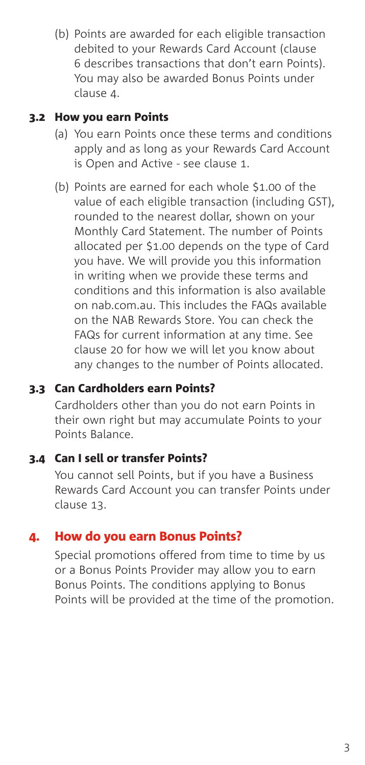(b) Points are awarded for each eligible transaction debited to your Rewards Card Account (clause 6 describes transactions that don't earn Points). You may also be awarded Bonus Points under clause 4.

### 3.2 How you earn Points

(a) You earn Points once these terms and conditions apply and as long as your Rewards Card Account is Open and Active - see clause 1.

(b) Points are earned for each whole $1.00 of the value of each eligible transaction (including GST), rounded to the nearest dollar, shown on your Monthly Card Statement. The number of Points allocated per $1.00 depends on the type of Card you have. We will provide you this information in writing when we provide these terms and conditions and this information is also available on nab.com.au. This includes the FAQs available on the NAB Rewards Store. You can check the FAQs for current information at any time. See clause 20 for how we will let you know about any changes to the number of Points allocated.

### 3.3 Can Cardholders earn Points?

Cardholders other than you do not earn Points in their own right but may accumulate Points to your Points Balance.

### 3.4 Can I sell or transfer Points?

You cannot sell Points, but if you have a Business Rewards Card Account you can transfer Points under clause 13.

## 4. How do you earn Bonus Points?

Special promotions offered from time to time by us or a Bonus Points Provider may allow you to earn Bonus Points. The conditions applying to Bonus Points will be provided at the time of the promotion.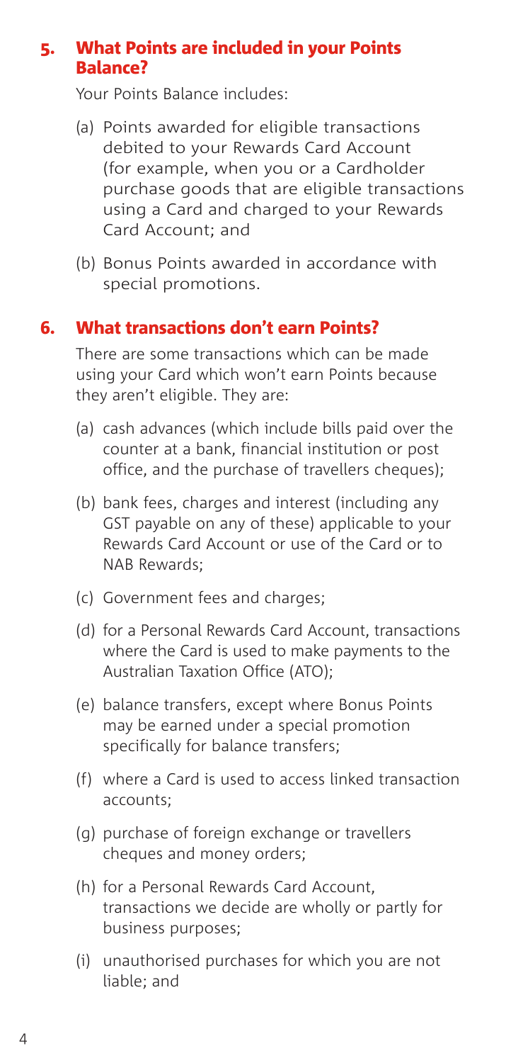## 5. What Points are included in your Points Balance?

Your Points Balance includes:

(a) Points awarded for eligible transactions debited to your Rewards Card Account (for example, when you or a Cardholder purchase goods that are eligible transactions using a Card and charged to your Rewards Card Account; and

(b) Bonus Points awarded in accordance with special promotions.

## 6. What transactions don't earn Points?

There are some transactions which can be made using your Card which won't earn Points because they aren't eligible. They are:

(a) cash advances (which include bills paid over the counter at a bank, financial institution or post office, and the purchase of travellers cheques);

(b) bank fees, charges and interest (including any GST payable on any of these) applicable to your Rewards Card Account or use of the Card or to NAB Rewards;

(c) Government fees and charges;

(d) for a Personal Rewards Card Account, transactions where the Card is used to make payments to the Australian Taxation Office (ATO);

(e) balance transfers, except where Bonus Points may be earned under a special promotion specifically for balance transfers;

(f) where a Card is used to access linked transaction accounts;

(g) purchase of foreign exchange or travellers cheques and money orders;

(h) for a Personal Rewards Card Account, transactions we decide are wholly or partly for business purposes;

(i) unauthorised purchases for which you are not liable; and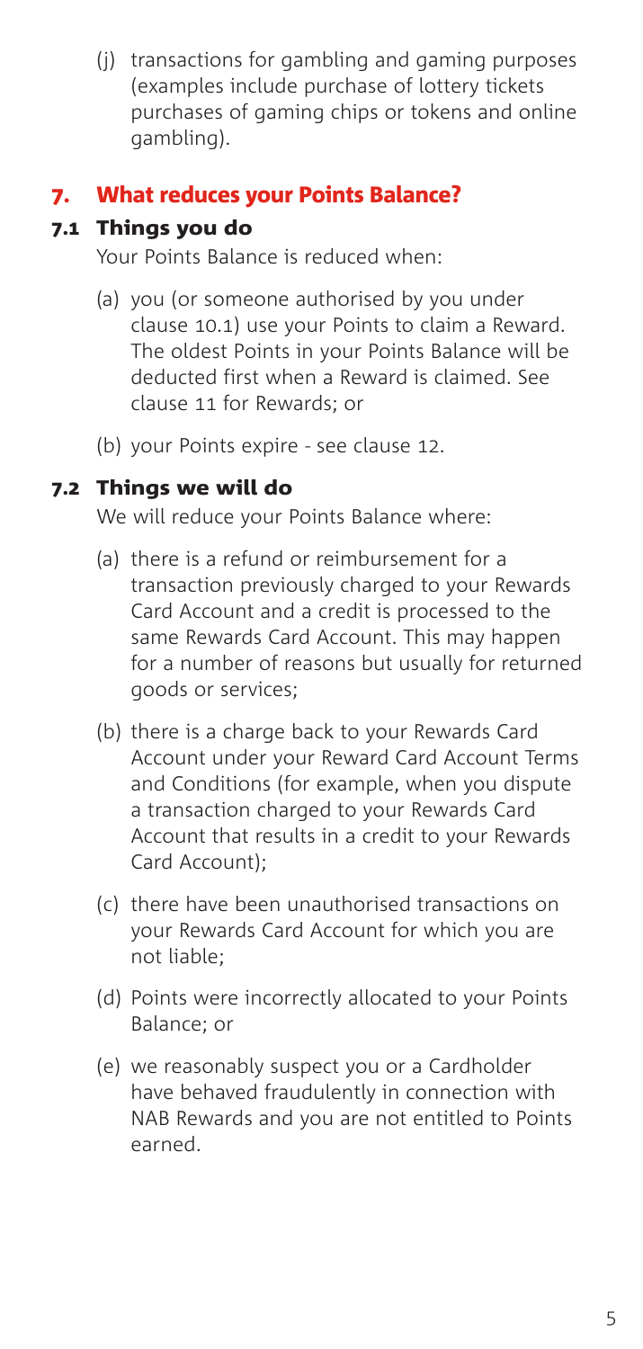(j) transactions for gambling and gaming purposes (examples include purchase of lottery tickets purchases of gaming chips or tokens and online gambling).

## 7. What reduces your Points Balance?

### 7.1 Things you do

Your Points Balance is reduced when:

(a) you (or someone authorised by you under clause 10.1) use your Points to claim a Reward. The oldest Points in your Points Balance will be deducted first when a Reward is claimed. See clause 11 for Rewards; or

(b) your Points expire - see clause 12.

### 7.2 Things we will do

We will reduce your Points Balance where:

(a) there is a refund or reimbursement for a transaction previously charged to your Rewards Card Account and a credit is processed to the same Rewards Card Account. This may happen for a number of reasons but usually for returned goods or services;

(b) there is a charge back to your Rewards Card Account under your Reward Card Account Terms and Conditions (for example, when you dispute a transaction charged to your Rewards Card Account that results in a credit to your Rewards Card Account);

(c) there have been unauthorised transactions on your Rewards Card Account for which you are not liable;

(d) Points were incorrectly allocated to your Points Balance; or

(e) we reasonably suspect you or a Cardholder have behaved fraudulently in connection with NAB Rewards and you are not entitled to Points earned.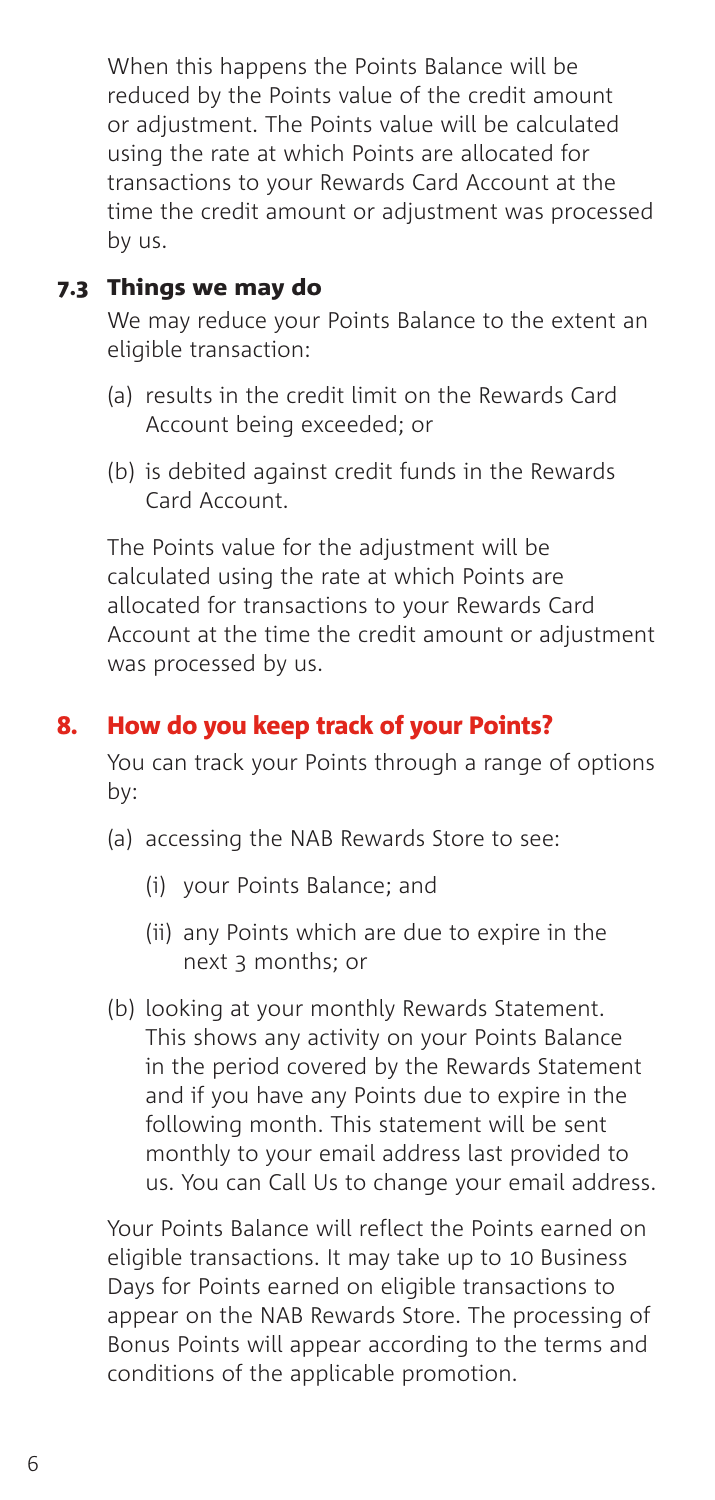When this happens the Points Balance will be reduced by the Points value of the credit amount or adjustment. The Points value will be calculated using the rate at which Points are allocated for transactions to your Rewards Card Account at the time the credit amount or adjustment was processed by us.

### 7.3 Things we may do

We may reduce your Points Balance to the extent an eligible transaction:

(a) results in the credit limit on the Rewards Card Account being exceeded; or

(b) is debited against credit funds in the Rewards Card Account.

The Points value for the adjustment will be calculated using the rate at which Points are allocated for transactions to your Rewards Card Account at the time the credit amount or adjustment was processed by us.

## 8. How do you keep track of your Points?

You can track your Points through a range of options by:

(a) accessing the NAB Rewards Store to see:

  (i) your Points Balance; and

  (ii) any Points which are due to expire in the next 3 months; or

(b) looking at your monthly Rewards Statement. This shows any activity on your Points Balance in the period covered by the Rewards Statement and if you have any Points due to expire in the following month. This statement will be sent monthly to your email address last provided to us. You can Call Us to change your email address.

Your Points Balance will reflect the Points earned on eligible transactions. It may take up to 10 Business Days for Points earned on eligible transactions to appear on the NAB Rewards Store. The processing of Bonus Points will appear according to the terms and conditions of the applicable promotion.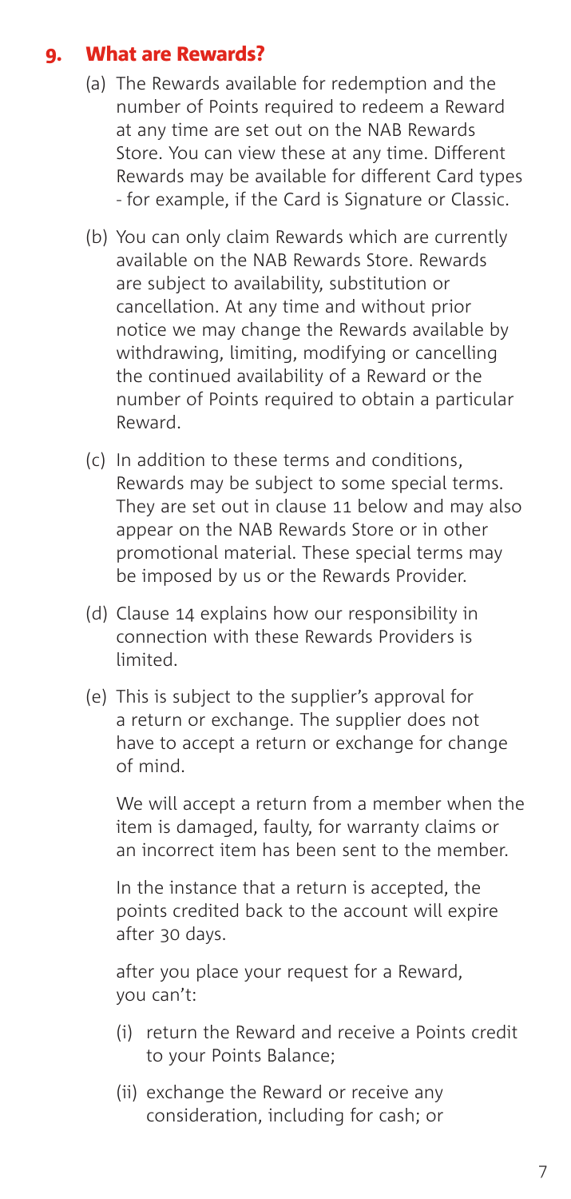## 9. What are Rewards?

(a) The Rewards available for redemption and the number of Points required to redeem a Reward at any time are set out on the NAB Rewards Store. You can view these at any time. Different Rewards may be available for different Card types - for example, if the Card is Signature or Classic.

(b) You can only claim Rewards which are currently available on the NAB Rewards Store. Rewards are subject to availability, substitution or cancellation. At any time and without prior notice we may change the Rewards available by withdrawing, limiting, modifying or cancelling the continued availability of a Reward or the number of Points required to obtain a particular Reward.

(c) In addition to these terms and conditions, Rewards may be subject to some special terms. They are set out in clause 11 below and may also appear on the NAB Rewards Store or in other promotional material. These special terms may be imposed by us or the Rewards Provider.

(d) Clause 14 explains how our responsibility in connection with these Rewards Providers is limited.

(e) This is subject to the supplier's approval for a return or exchange. The supplier does not have to accept a return or exchange for change of mind.

We will accept a return from a member when the item is damaged, faulty, for warranty claims or an incorrect item has been sent to the member.

In the instance that a return is accepted, the points credited back to the account will expire after 30 days.

after you place your request for a Reward, you can't:

(i) return the Reward and receive a Points credit to your Points Balance;

(ii) exchange the Reward or receive any consideration, including for cash; or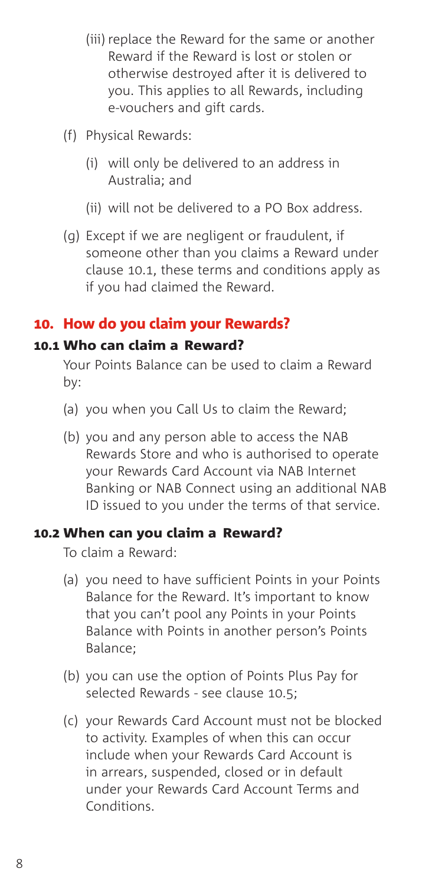(iii) replace the Reward for the same or another Reward if the Reward is lost or stolen or otherwise destroyed after it is delivered to you. This applies to all Rewards, including e-vouchers and gift cards.

(f) Physical Rewards:

(i) will only be delivered to an address in Australia; and

(ii) will not be delivered to a PO Box address.

(g) Except if we are negligent or fraudulent, if someone other than you claims a Reward under clause 10.1, these terms and conditions apply as if you had claimed the Reward.

## 10. How do you claim your Rewards?

### 10.1 Who can claim a Reward?

Your Points Balance can be used to claim a Reward by:

(a) you when you Call Us to claim the Reward;

(b) you and any person able to access the NAB Rewards Store and who is authorised to operate your Rewards Card Account via NAB Internet Banking or NAB Connect using an additional NAB ID issued to you under the terms of that service.

### 10.2 When can you claim a Reward?

To claim a Reward:

(a) you need to have sufficient Points in your Points Balance for the Reward. It's important to know that you can't pool any Points in your Points Balance with Points in another person's Points Balance;

(b) you can use the option of Points Plus Pay for selected Rewards - see clause 10.5;

(c) your Rewards Card Account must not be blocked to activity. Examples of when this can occur include when your Rewards Card Account is in arrears, suspended, closed or in default under your Rewards Card Account Terms and Conditions.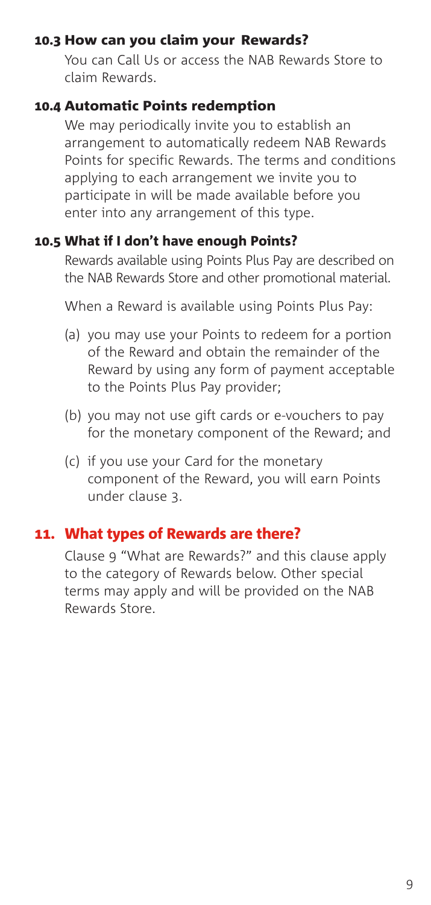### 10.3 How can you claim your Rewards?

You can Call Us or access the NAB Rewards Store to claim Rewards.

### 10.4 Automatic Points redemption

We may periodically invite you to establish an arrangement to automatically redeem NAB Rewards Points for specific Rewards. The terms and conditions applying to each arrangement we invite you to participate in will be made available before you enter into any arrangement of this type.

### 10.5 What if I don't have enough Points?

Rewards available using Points Plus Pay are described on the NAB Rewards Store and other promotional material.

When a Reward is available using Points Plus Pay:

(a) you may use your Points to redeem for a portion of the Reward and obtain the remainder of the Reward by using any form of payment acceptable to the Points Plus Pay provider;

(b) you may not use gift cards or e-vouchers to pay for the monetary component of the Reward; and

(c) if you use your Card for the monetary component of the Reward, you will earn Points under clause 3.

## 11. What types of Rewards are there?

Clause 9 "What are Rewards?" and this clause apply to the category of Rewards below. Other special terms may apply and will be provided on the NAB Rewards Store.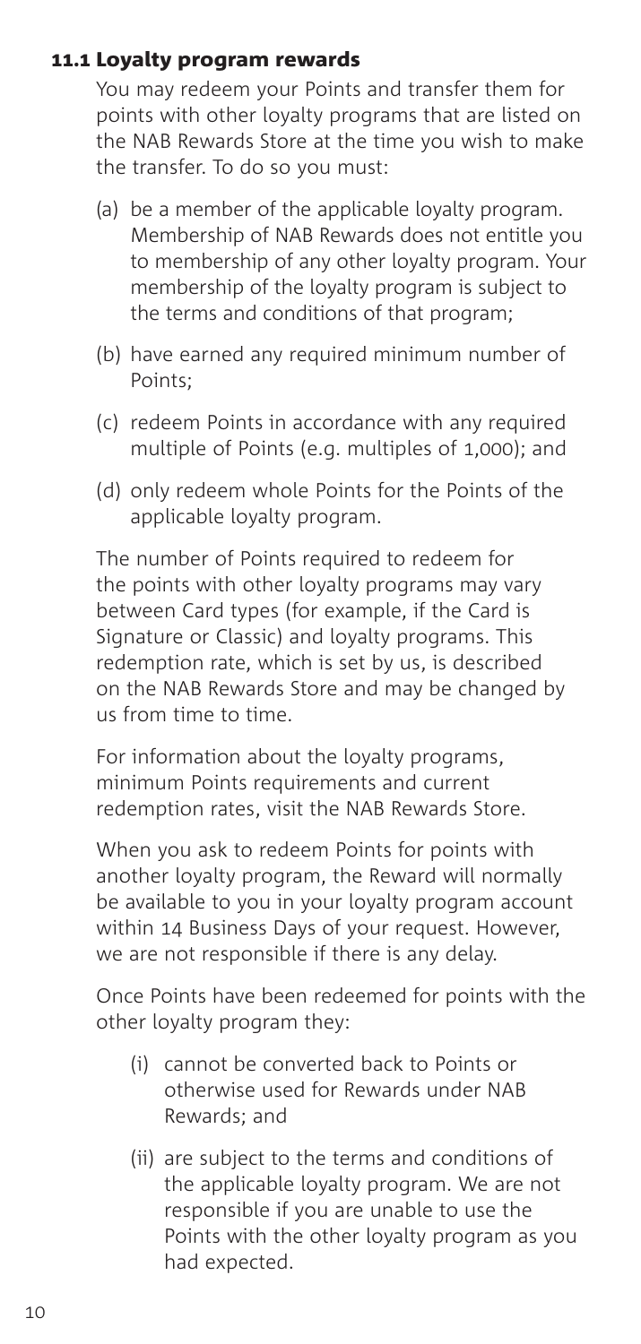### 11.1 Loyalty program rewards

You may redeem your Points and transfer them for points with other loyalty programs that are listed on the NAB Rewards Store at the time you wish to make the transfer. To do so you must:

(a) be a member of the applicable loyalty program. Membership of NAB Rewards does not entitle you to membership of any other loyalty program. Your membership of the loyalty program is subject to the terms and conditions of that program;

(b) have earned any required minimum number of Points;

(c) redeem Points in accordance with any required multiple of Points (e.g. multiples of 1,000); and

(d) only redeem whole Points for the Points of the applicable loyalty program.

The number of Points required to redeem for the points with other loyalty programs may vary between Card types (for example, if the Card is Signature or Classic) and loyalty programs. This redemption rate, which is set by us, is described on the NAB Rewards Store and may be changed by us from time to time.

For information about the loyalty programs, minimum Points requirements and current redemption rates, visit the NAB Rewards Store.

When you ask to redeem Points for points with another loyalty program, the Reward will normally be available to you in your loyalty program account within 14 Business Days of your request. However, we are not responsible if there is any delay.

Once Points have been redeemed for points with the other loyalty program they:

(i) cannot be converted back to Points or otherwise used for Rewards under NAB Rewards; and

(ii) are subject to the terms and conditions of the applicable loyalty program. We are not responsible if you are unable to use the Points with the other loyalty program as you had expected.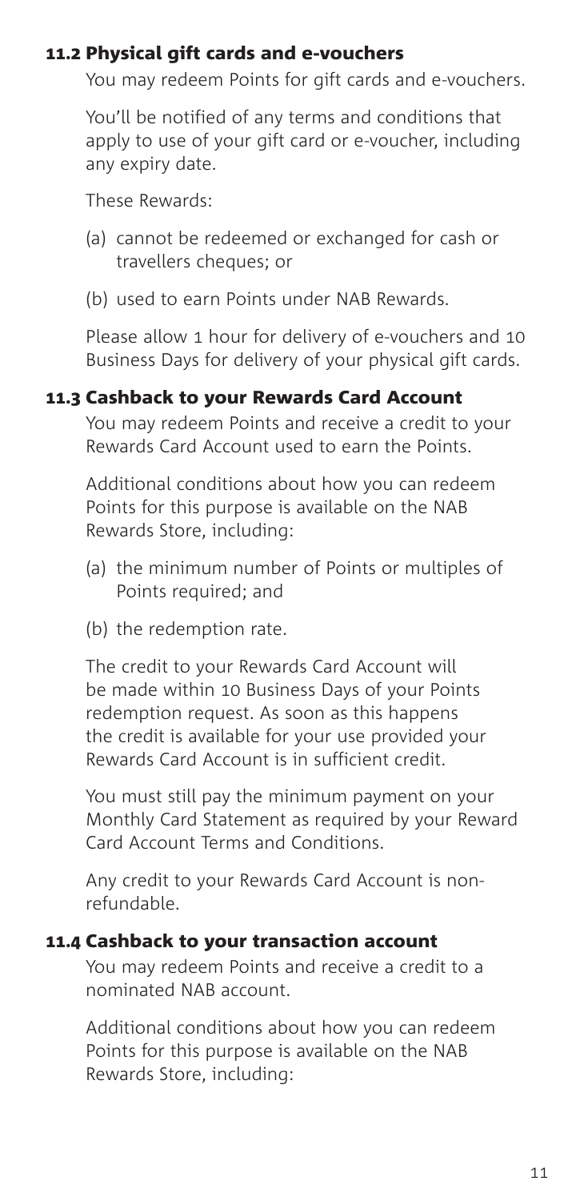## 11.2 Physical gift cards and e-vouchers

You may redeem Points for gift cards and e-vouchers.

You'll be notified of any terms and conditions that apply to use of your gift card or e-voucher, including any expiry date.

These Rewards:

(a) cannot be redeemed or exchanged for cash or travellers cheques; or

(b) used to earn Points under NAB Rewards.

Please allow 1 hour for delivery of e-vouchers and 10 Business Days for delivery of your physical gift cards.

## 11.3 Cashback to your Rewards Card Account

You may redeem Points and receive a credit to your Rewards Card Account used to earn the Points.

Additional conditions about how you can redeem Points for this purpose is available on the NAB Rewards Store, including:

(a) the minimum number of Points or multiples of Points required; and

(b) the redemption rate.

The credit to your Rewards Card Account will be made within 10 Business Days of your Points redemption request. As soon as this happens the credit is available for your use provided your Rewards Card Account is in sufficient credit.

You must still pay the minimum payment on your Monthly Card Statement as required by your Reward Card Account Terms and Conditions.

Any credit to your Rewards Card Account is non-refundable.

## 11.4 Cashback to your transaction account

You may redeem Points and receive a credit to a nominated NAB account.

Additional conditions about how you can redeem Points for this purpose is available on the NAB Rewards Store, including: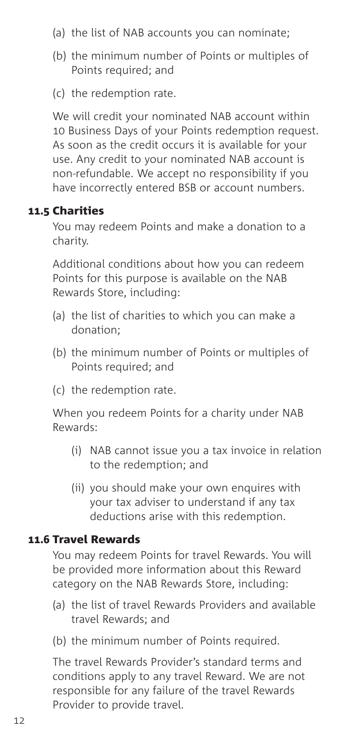(a) the list of NAB accounts you can nominate;

(b) the minimum number of Points or multiples of Points required; and

(c) the redemption rate.

We will credit your nominated NAB account within 10 Business Days of your Points redemption request. As soon as the credit occurs it is available for your use. Any credit to your nominated NAB account is non-refundable. We accept no responsibility if you have incorrectly entered BSB or account numbers.

### 11.5 Charities

You may redeem Points and make a donation to a charity.

Additional conditions about how you can redeem Points for this purpose is available on the NAB Rewards Store, including:

(a) the list of charities to which you can make a donation;

(b) the minimum number of Points or multiples of Points required; and

(c) the redemption rate.

When you redeem Points for a charity under NAB Rewards:

(i) NAB cannot issue you a tax invoice in relation to the redemption; and

(ii) you should make your own enquires with your tax adviser to understand if any tax deductions arise with this redemption.

### 11.6 Travel Rewards

You may redeem Points for travel Rewards. You will be provided more information about this Reward category on the NAB Rewards Store, including:

(a) the list of travel Rewards Providers and available travel Rewards; and

(b) the minimum number of Points required.

The travel Rewards Provider's standard terms and conditions apply to any travel Reward. We are not responsible for any failure of the travel Rewards Provider to provide travel.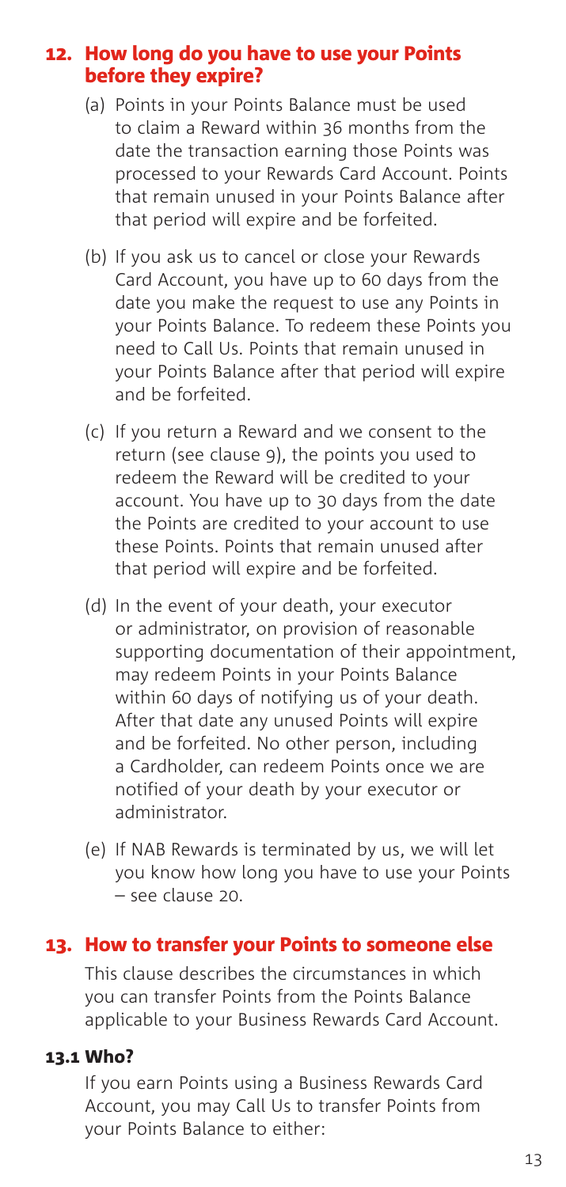## 12. How long do you have to use your Points before they expire?

(a) Points in your Points Balance must be used to claim a Reward within 36 months from the date the transaction earning those Points was processed to your Rewards Card Account. Points that remain unused in your Points Balance after that period will expire and be forfeited.

(b) If you ask us to cancel or close your Rewards Card Account, you have up to 60 days from the date you make the request to use any Points in your Points Balance. To redeem these Points you need to Call Us. Points that remain unused in your Points Balance after that period will expire and be forfeited.

(c) If you return a Reward and we consent to the return (see clause 9), the points you used to redeem the Reward will be credited to your account. You have up to 30 days from the date the Points are credited to your account to use these Points. Points that remain unused after that period will expire and be forfeited.

(d) In the event of your death, your executor or administrator, on provision of reasonable supporting documentation of their appointment, may redeem Points in your Points Balance within 60 days of notifying us of your death. After that date any unused Points will expire and be forfeited. No other person, including a Cardholder, can redeem Points once we are notified of your death by your executor or administrator.

(e) If NAB Rewards is terminated by us, we will let you know how long you have to use your Points – see clause 20.

## 13. How to transfer your Points to someone else

This clause describes the circumstances in which you can transfer Points from the Points Balance applicable to your Business Rewards Card Account.

### 13.1 Who?

If you earn Points using a Business Rewards Card Account, you may Call Us to transfer Points from your Points Balance to either: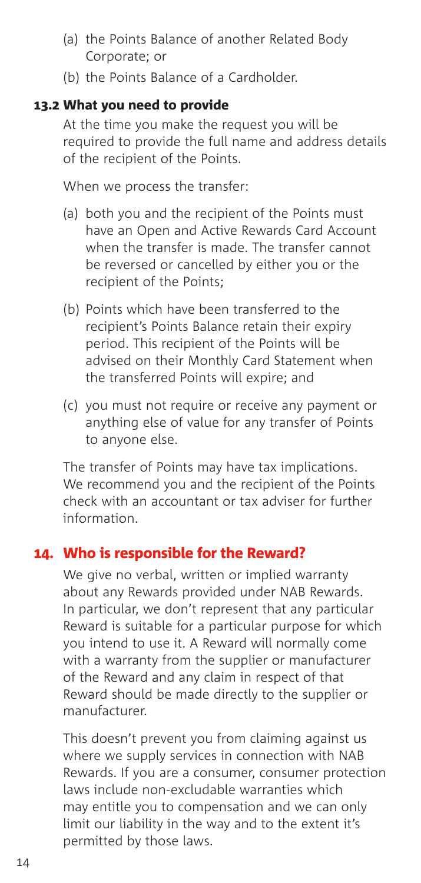(a) the Points Balance of another Related Body Corporate; or

(b) the Points Balance of a Cardholder.

### 13.2 What you need to provide

At the time you make the request you will be required to provide the full name and address details of the recipient of the Points.

When we process the transfer:

(a) both you and the recipient of the Points must have an Open and Active Rewards Card Account when the transfer is made. The transfer cannot be reversed or cancelled by either you or the recipient of the Points;

(b) Points which have been transferred to the recipient's Points Balance retain their expiry period. This recipient of the Points will be advised on their Monthly Card Statement when the transferred Points will expire; and

(c) you must not require or receive any payment or anything else of value for any transfer of Points to anyone else.

The transfer of Points may have tax implications. We recommend you and the recipient of the Points check with an accountant or tax adviser for further information.

## 14. Who is responsible for the Reward?

We give no verbal, written or implied warranty about any Rewards provided under NAB Rewards. In particular, we don't represent that any particular Reward is suitable for a particular purpose for which you intend to use it. A Reward will normally come with a warranty from the supplier or manufacturer of the Reward and any claim in respect of that Reward should be made directly to the supplier or manufacturer.

This doesn't prevent you from claiming against us where we supply services in connection with NAB Rewards. If you are a consumer, consumer protection laws include non-excludable warranties which may entitle you to compensation and we can only limit our liability in the way and to the extent it's permitted by those laws.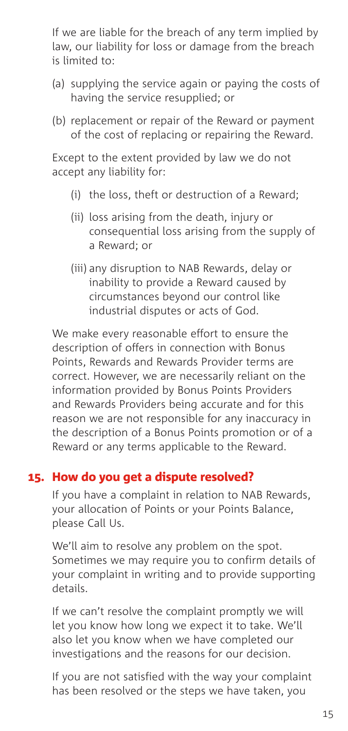If we are liable for the breach of any term implied by law, our liability for loss or damage from the breach is limited to:

(a) supplying the service again or paying the costs of having the service resupplied; or

(b) replacement or repair of the Reward or payment of the cost of replacing or repairing the Reward.

Except to the extent provided by law we do not accept any liability for:

(i) the loss, theft or destruction of a Reward;

(ii) loss arising from the death, injury or consequential loss arising from the supply of a Reward; or

(iii) any disruption to NAB Rewards, delay or inability to provide a Reward caused by circumstances beyond our control like industrial disputes or acts of God.

We make every reasonable effort to ensure the description of offers in connection with Bonus Points, Rewards and Rewards Provider terms are correct. However, we are necessarily reliant on the information provided by Bonus Points Providers and Rewards Providers being accurate and for this reason we are not responsible for any inaccuracy in the description of a Bonus Points promotion or of a Reward or any terms applicable to the Reward.

## 15. How do you get a dispute resolved?

If you have a complaint in relation to NAB Rewards, your allocation of Points or your Points Balance, please Call Us.

We'll aim to resolve any problem on the spot. Sometimes we may require you to confirm details of your complaint in writing and to provide supporting details.

If we can't resolve the complaint promptly we will let you know how long we expect it to take. We'll also let you know when we have completed our investigations and the reasons for our decision.

If you are not satisfied with the way your complaint has been resolved or the steps we have taken, you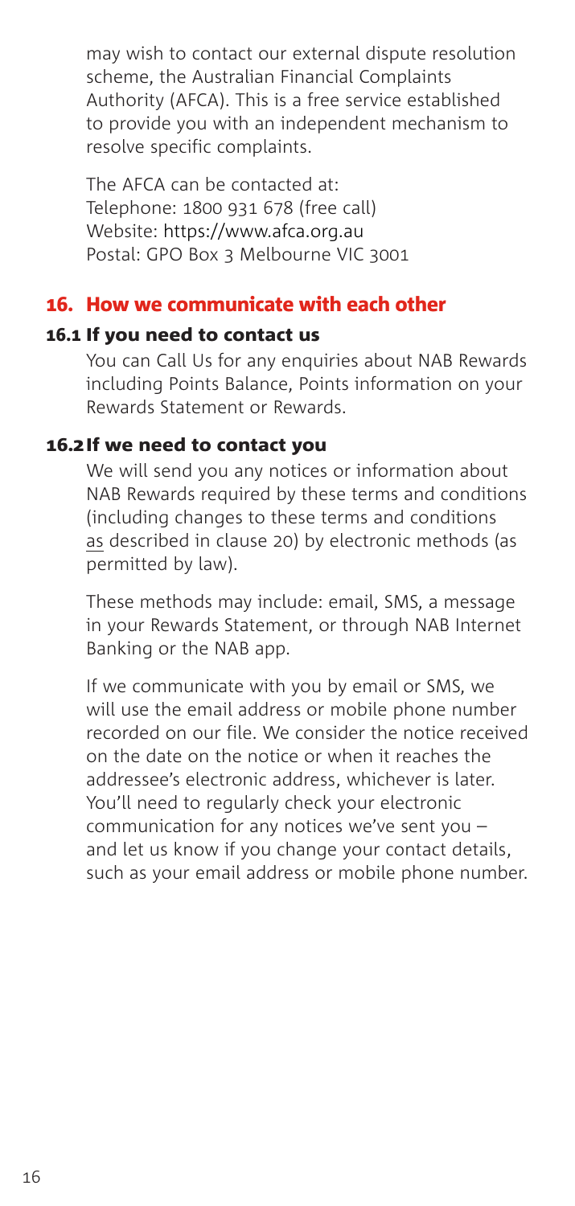may wish to contact our external dispute resolution scheme, the Australian Financial Complaints Authority (AFCA). This is a free service established to provide you with an independent mechanism to resolve specific complaints.

The AFCA can be contacted at:
Telephone: 1800 931 678 (free call)
Website: https://www.afca.org.au
Postal: GPO Box 3 Melbourne VIC 3001

## 16. How we communicate with each other

### 16.1 If you need to contact us

You can Call Us for any enquiries about NAB Rewards including Points Balance, Points information on your Rewards Statement or Rewards.

### 16.2 If we need to contact you

We will send you any notices or information about NAB Rewards required by these terms and conditions (including changes to these terms and conditions as described in clause 20) by electronic methods (as permitted by law).

These methods may include: email, SMS, a message in your Rewards Statement, or through NAB Internet Banking or the NAB app.

If we communicate with you by email or SMS, we will use the email address or mobile phone number recorded on our file. We consider the notice received on the date on the notice or when it reaches the addressee's electronic address, whichever is later. You'll need to regularly check your electronic communication for any notices we've sent you – and let us know if you change your contact details, such as your email address or mobile phone number.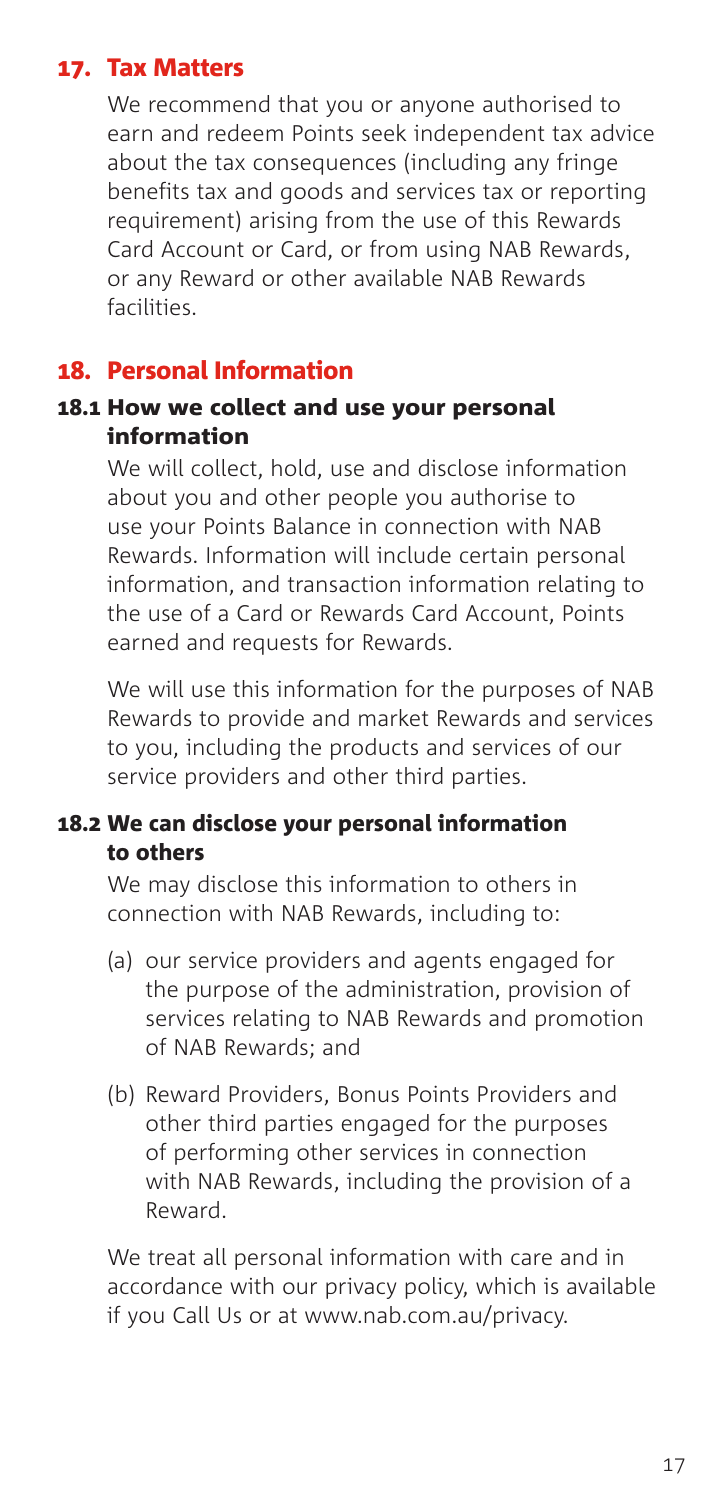## 17. Tax Matters

We recommend that you or anyone authorised to earn and redeem Points seek independent tax advice about the tax consequences (including any fringe benefits tax and goods and services tax or reporting requirement) arising from the use of this Rewards Card Account or Card, or from using NAB Rewards, or any Reward or other available NAB Rewards facilities.

## 18. Personal Information

### 18.1 How we collect and use your personal information

We will collect, hold, use and disclose information about you and other people you authorise to use your Points Balance in connection with NAB Rewards. Information will include certain personal information, and transaction information relating to the use of a Card or Rewards Card Account, Points earned and requests for Rewards.

We will use this information for the purposes of NAB Rewards to provide and market Rewards and services to you, including the products and services of our service providers and other third parties.

### 18.2 We can disclose your personal information to others

We may disclose this information to others in connection with NAB Rewards, including to:

(a) our service providers and agents engaged for the purpose of the administration, provision of services relating to NAB Rewards and promotion of NAB Rewards; and

(b) Reward Providers, Bonus Points Providers and other third parties engaged for the purposes of performing other services in connection with NAB Rewards, including the provision of a Reward.

We treat all personal information with care and in accordance with our privacy policy, which is available if you Call Us or at www.nab.com.au/privacy.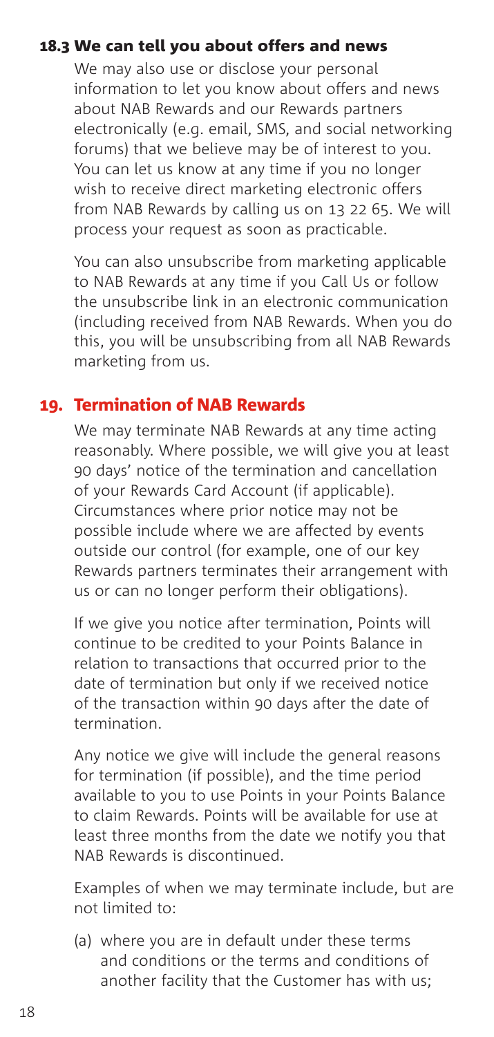### 18.3 We can tell you about offers and news

We may also use or disclose your personal information to let you know about offers and news about NAB Rewards and our Rewards partners electronically (e.g. email, SMS, and social networking forums) that we believe may be of interest to you. You can let us know at any time if you no longer wish to receive direct marketing electronic offers from NAB Rewards by calling us on 13 22 65. We will process your request as soon as practicable.

You can also unsubscribe from marketing applicable to NAB Rewards at any time if you Call Us or follow the unsubscribe link in an electronic communication (including received from NAB Rewards. When you do this, you will be unsubscribing from all NAB Rewards marketing from us.

## 19. Termination of NAB Rewards

We may terminate NAB Rewards at any time acting reasonably. Where possible, we will give you at least 90 days' notice of the termination and cancellation of your Rewards Card Account (if applicable). Circumstances where prior notice may not be possible include where we are affected by events outside our control (for example, one of our key Rewards partners terminates their arrangement with us or can no longer perform their obligations).

If we give you notice after termination, Points will continue to be credited to your Points Balance in relation to transactions that occurred prior to the date of termination but only if we received notice of the transaction within 90 days after the date of termination.

Any notice we give will include the general reasons for termination (if possible), and the time period available to you to use Points in your Points Balance to claim Rewards. Points will be available for use at least three months from the date we notify you that NAB Rewards is discontinued.

Examples of when we may terminate include, but are not limited to:

(a) where you are in default under these terms and conditions or the terms and conditions of another facility that the Customer has with us;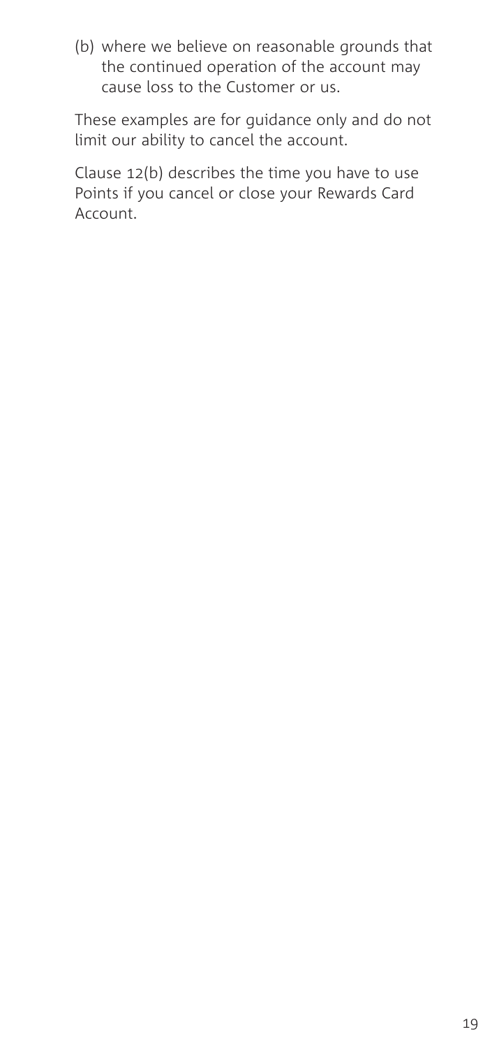(b) where we believe on reasonable grounds that the continued operation of the account may cause loss to the Customer or us.

These examples are for guidance only and do not limit our ability to cancel the account.

Clause 12(b) describes the time you have to use Points if you cancel or close your Rewards Card Account.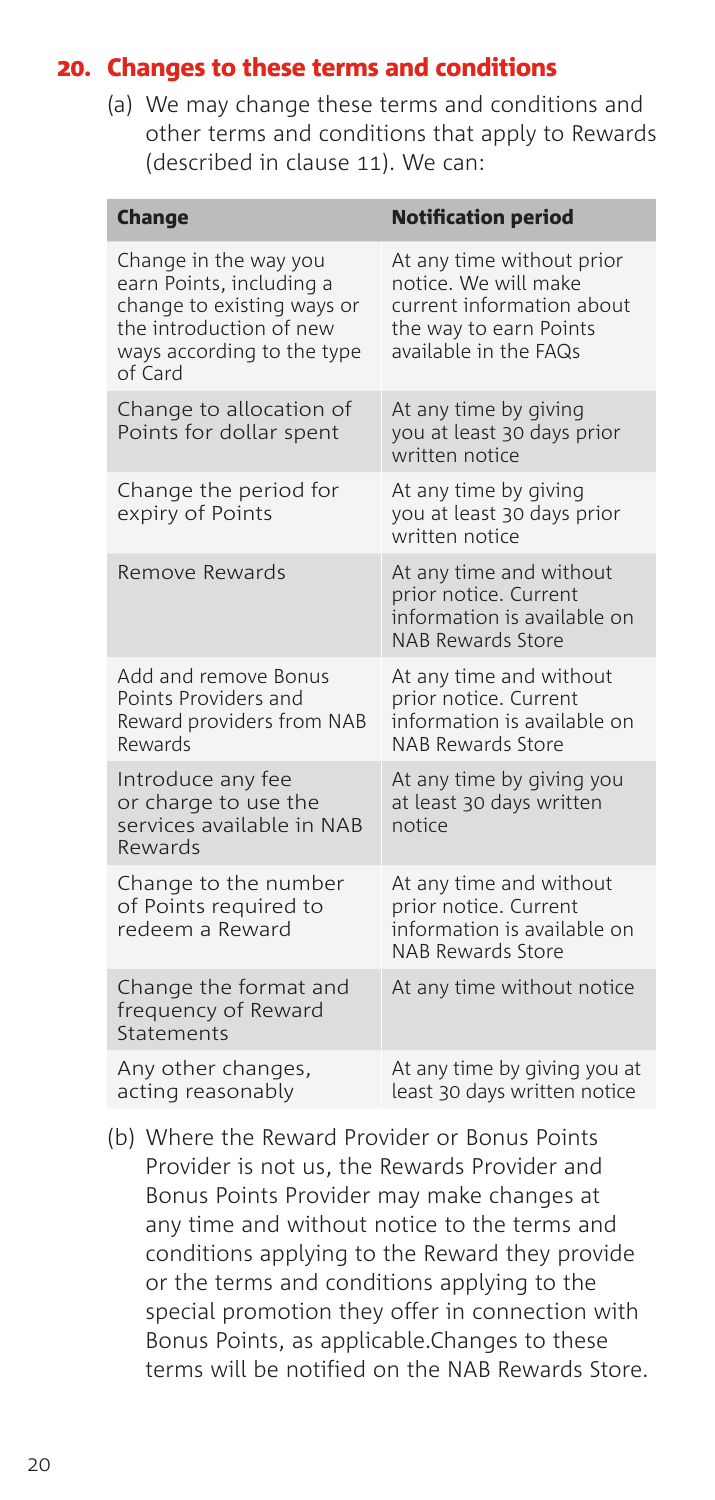## 20. Changes to these terms and conditions

(a) We may change these terms and conditions and other terms and conditions that apply to Rewards (described in clause 11). We can:

| Change | Notification period |
|---|---|
| Change in the way you earn Points, including a change to existing ways or the introduction of new ways according to the type of Card | At any time without prior notice. We will make current information about the way to earn Points available in the FAQs |
| Change to allocation of Points for dollar spent | At any time by giving you at least 30 days prior written notice |
| Change the period for expiry of Points | At any time by giving you at least 30 days prior written notice |
| Remove Rewards | At any time and without prior notice. Current information is available on NAB Rewards Store |
| Add and remove Bonus Points Providers and Reward providers from NAB Rewards | At any time and without prior notice. Current information is available on NAB Rewards Store |
| Introduce any fee or charge to use the services available in NAB Rewards | At any time by giving you at least 30 days written notice |
| Change to the number of Points required to redeem a Reward | At any time and without prior notice. Current information is available on NAB Rewards Store |
| Change the format and frequency of Reward Statements | At any time without notice |
| Any other changes, acting reasonably | At any time by giving you at least 30 days written notice |

(b) Where the Reward Provider or Bonus Points Provider is not us, the Rewards Provider and Bonus Points Provider may make changes at any time and without notice to the terms and conditions applying to the Reward they provide or the terms and conditions applying to the special promotion they offer in connection with Bonus Points, as applicable.Changes to these terms will be notified on the NAB Rewards Store.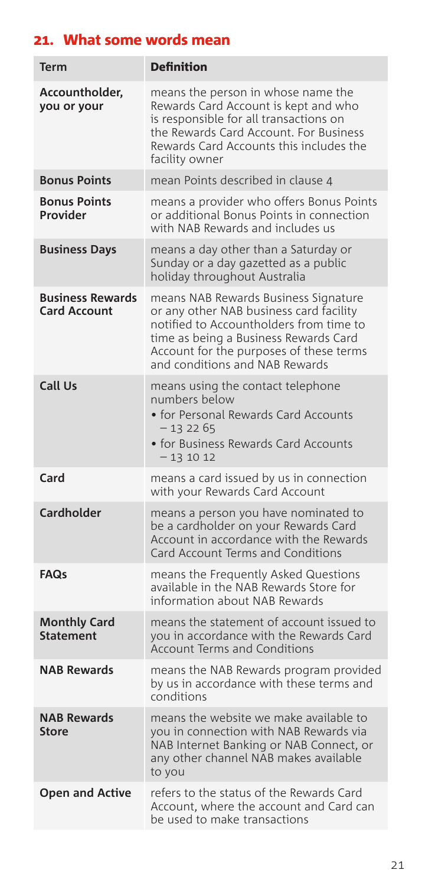## 21. What some words mean

| Term | Definition |
|---|---|
| **Accountholder, you or your** | means the person in whose name the Rewards Card Account is kept and who is responsible for all transactions on the Rewards Card Account. For Business Rewards Card Accounts this includes the facility owner |
| **Bonus Points** | mean Points described in clause 4 |
| **Bonus Points Provider** | means a provider who offers Bonus Points or additional Bonus Points in connection with NAB Rewards and includes us |
| **Business Days** | means a day other than a Saturday or Sunday or a day gazetted as a public holiday throughout Australia |
| **Business Rewards Card Account** | means NAB Rewards Business Signature or any other NAB business card facility notified to Accountholders from time to time as being a Business Rewards Card Account for the purposes of these terms and conditions and NAB Rewards |
| **Call Us** | means using the contact telephone numbers below<br>• for Personal Rewards Card Accounts – 13 22 65<br>• for Business Rewards Card Accounts – 13 10 12 |
| **Card** | means a card issued by us in connection with your Rewards Card Account |
| **Cardholder** | means a person you have nominated to be a cardholder on your Rewards Card Account in accordance with the Rewards Card Account Terms and Conditions |
| **FAQs** | means the Frequently Asked Questions available in the NAB Rewards Store for information about NAB Rewards |
| **Monthly Card Statement** | means the statement of account issued to you in accordance with the Rewards Card Account Terms and Conditions |
| **NAB Rewards** | means the NAB Rewards program provided by us in accordance with these terms and conditions |
| **NAB Rewards Store** | means the website we make available to you in connection with NAB Rewards via NAB Internet Banking or NAB Connect, or any other channel NAB makes available to you |
| **Open and Active** | refers to the status of the Rewards Card Account, where the account and Card can be used to make transactions |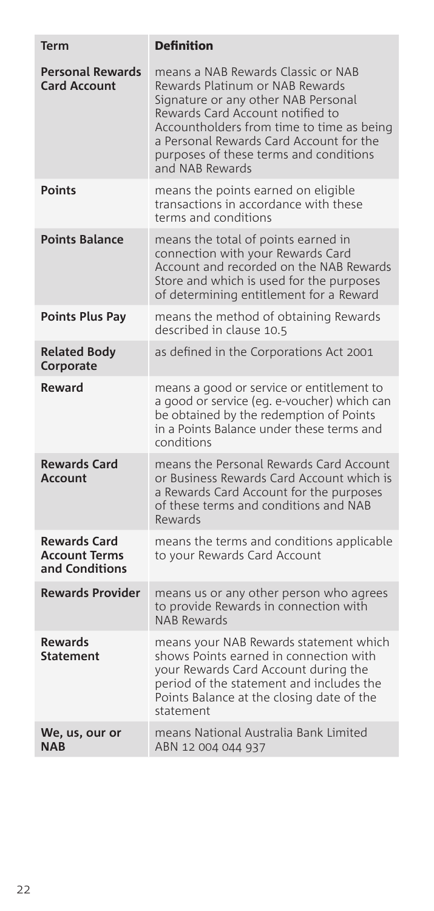| Term | Definition |
|---|---|
| **Personal Rewards Card Account** | means a NAB Rewards Classic or NAB Rewards Platinum or NAB Rewards Signature or any other NAB Personal Rewards Card Account notified to Accountholders from time to time as being a Personal Rewards Card Account for the purposes of these terms and conditions and NAB Rewards |
| **Points** | means the points earned on eligible transactions in accordance with these terms and conditions |
| **Points Balance** | means the total of points earned in connection with your Rewards Card Account and recorded on the NAB Rewards Store and which is used for the purposes of determining entitlement for a Reward |
| **Points Plus Pay** | means the method of obtaining Rewards described in clause 10.5 |
| **Related Body Corporate** | as defined in the Corporations Act 2001 |
| **Reward** | means a good or service or entitlement to a good or service (eg. e-voucher) which can be obtained by the redemption of Points in a Points Balance under these terms and conditions |
| **Rewards Card Account** | means the Personal Rewards Card Account or Business Rewards Card Account which is a Rewards Card Account for the purposes of these terms and conditions and NAB Rewards |
| **Rewards Card Account Terms and Conditions** | means the terms and conditions applicable to your Rewards Card Account |
| **Rewards Provider** | means us or any other person who agrees to provide Rewards in connection with NAB Rewards |
| **Rewards Statement** | means your NAB Rewards statement which shows Points earned in connection with your Rewards Card Account during the period of the statement and includes the Points Balance at the closing date of the statement |
| **We, us, our or NAB** | means National Australia Bank Limited ABN 12 004 044 937 |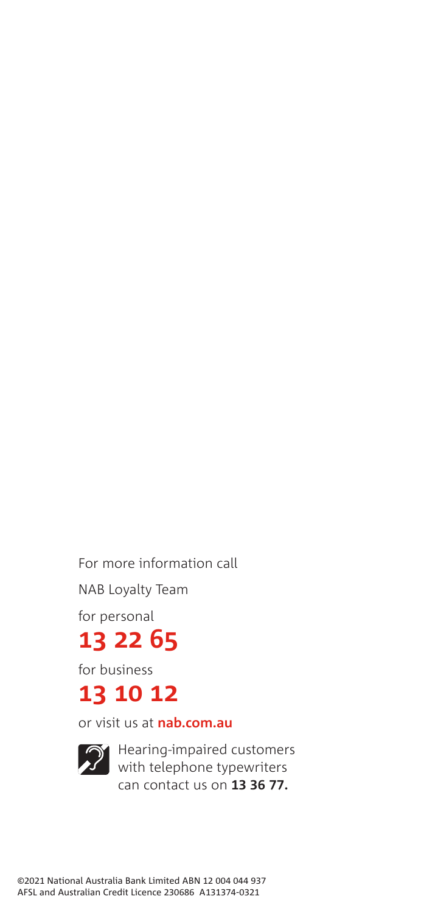For more information call

NAB Loyalty Team

for personal

**13 22 65**

for business

**13 10 12**

or visit us at **nab.com.au**

Hearing-impaired customers with telephone typewriters can contact us on **13 36 77.**

©2021 National Australia Bank Limited ABN 12 004 044 937
AFSL and Australian Credit Licence 230686 A131374-0321